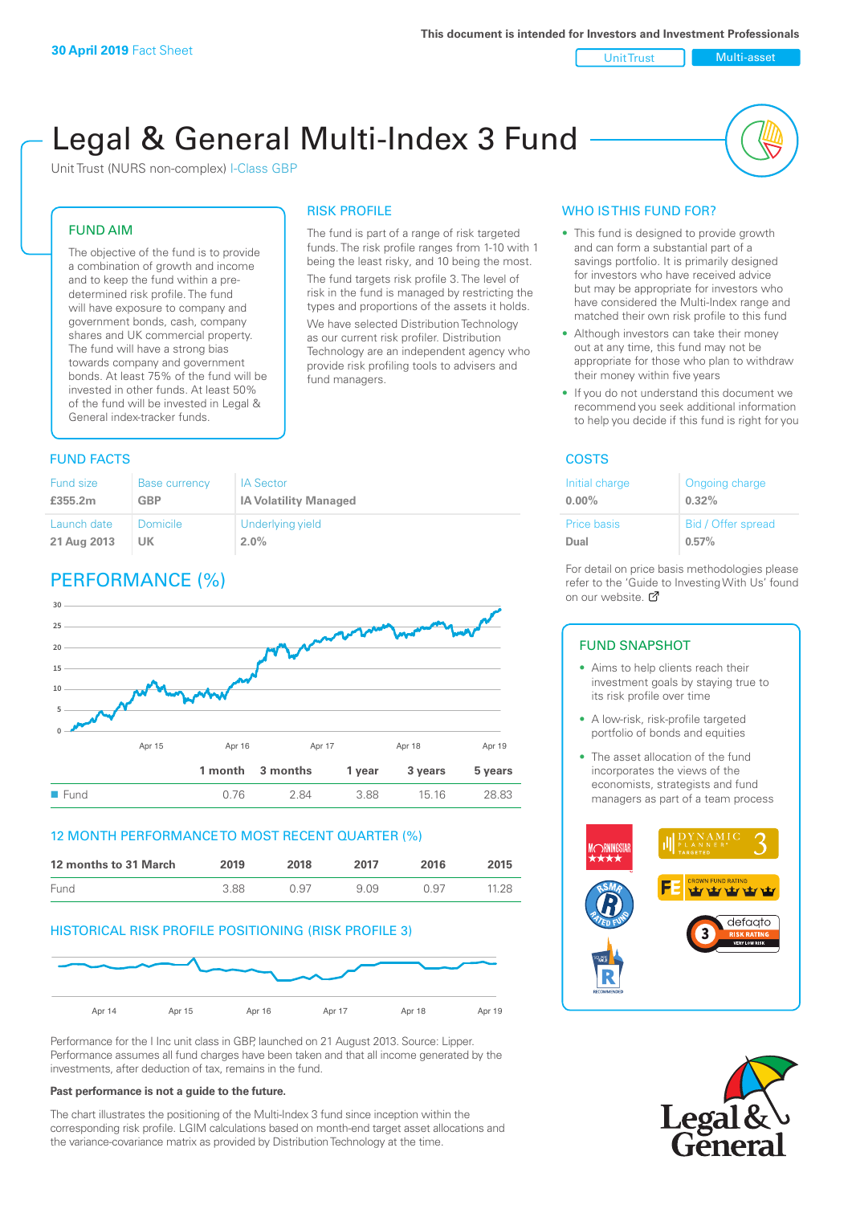**30 April 2019** Fact Sheet

This document is intended for Investors and Investment Professionals

Unit Trust | Multi-asset

# Legal & General Multi-Index 3 Fund

Unit Trust (NURS non-complex) I-Class GBP

## FUND AIM

The objective of the fund is to provide a combination of growth and income and to keep the fund within a pre-determined risk profile. The fund will have exposure to company and government bonds, cash, company shares and UK commercial property. The fund will have a strong bias towards company and government bonds. At least 75% of the fund will be invested in other funds. At least 50% of the fund will be invested in Legal & General index-tracker funds.

## RISK PROFILE

The fund is part of a range of risk targeted funds. The risk profile ranges from 1-10 with 1 being the least risky, and 10 being the most.

The fund targets risk profile 3. The level of risk in the fund is managed by restricting the types and proportions of the assets it holds.

We have selected Distribution Technology as our current risk profiler. Distribution Technology are an independent agency who provide risk profiling tools to advisers and fund managers.

## WHO IS THIS FUND FOR?

- This fund is designed to provide growth and can form a substantial part of a savings portfolio. It is primarily designed for investors who have received advice but may be appropriate for investors who have considered the Multi-Index range and matched their own risk profile to this fund
- Although investors can take their money out at any time, this fund may not be appropriate for those who plan to withdraw their money within five years
- If you do not understand this document we recommend you seek additional information to help you decide if this fund is right for you

## FUND FACTS

| Fund size | Base currency | IA Sector |
|---|---|---|
| £355.2m | GBP | IA Volatility Managed |
| **Launch date** | **Domicile** | **Underlying yield** |
| 21 Aug 2013 | UK | 2.0% |

## COSTS

| Initial charge | Ongoing charge |
|---|---|
| 0.00% | 0.32% |
| **Price basis** | **Bid / Offer spread** |
| Dual | 0.57% |

For detail on price basis methodologies please refer to the 'Guide to Investing With Us' found on our website.

## PERFORMANCE (%)

| | 1 month | 3 months | 1 year | 3 years | 5 years |
|---|---|---|---|---|---|
| Fund | 0.76 | 2.84 | 3.88 | 15.16 | 28.83 |

## 12 MONTH PERFORMANCE TO MOST RECENT QUARTER (%)

| 12 months to 31 March | 2019 | 2018 | 2017 | 2016 | 2015 |
|---|---|---|---|---|---|
| Fund | 3.88 | 0.97 | 9.09 | 0.97 | 11.28 |

## HISTORICAL RISK PROFILE POSITIONING (RISK PROFILE 3)

Performance for the I Inc unit class in GBP, launched on 21 August 2013. Source: Lipper. Performance assumes all fund charges have been taken and that all income generated by the investments, after deduction of tax, remains in the fund.

**Past performance is not a guide to the future.**

The chart illustrates the positioning of the Multi-Index 3 fund since inception within the corresponding risk profile. LGIM calculations based on month-end target asset allocations and the variance-covariance matrix as provided by Distribution Technology at the time.

## FUND SNAPSHOT

- Aims to help clients reach their investment goals by staying true to its risk profile over time
- A low-risk, risk-profile targeted portfolio of bonds and equities
- The asset allocation of the fund incorporates the views of the economists, strategists and fund managers as part of a team process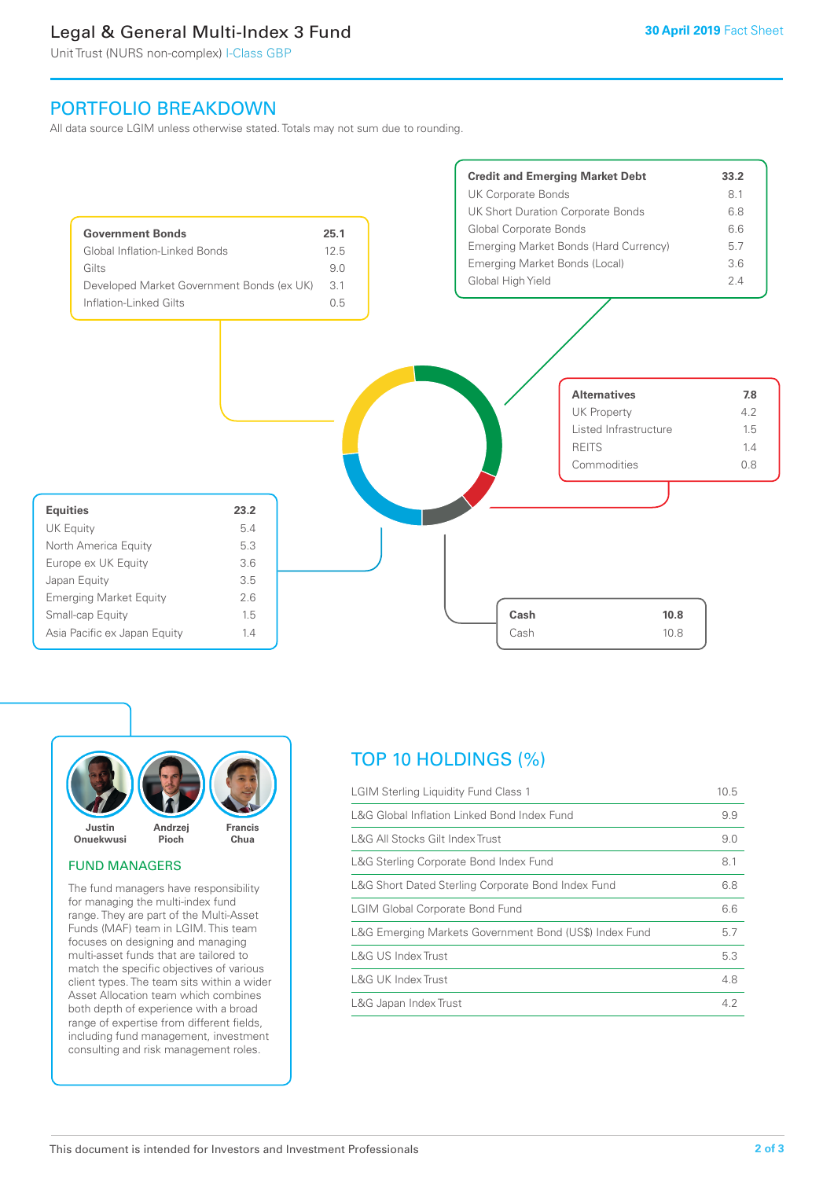# Legal & General Multi-Index 3 Fund

Unit Trust (NURS non-complex) I-Class GBP

30 April 2019 Fact Sheet

## PORTFOLIO BREAKDOWN

All data source LGIM unless otherwise stated. Totals may not sum due to rounding.

| Government Bonds | 25.1 |
|---|---|
| Global Inflation-Linked Bonds | 12.5 |
| Gilts | 9.0 |
| Developed Market Government Bonds (ex UK) | 3.1 |
| Inflation-Linked Gilts | 0.5 |

| Credit and Emerging Market Debt | 33.2 |
|---|---|
| UK Corporate Bonds | 8.1 |
| UK Short Duration Corporate Bonds | 6.8 |
| Global Corporate Bonds | 6.6 |
| Emerging Market Bonds (Hard Currency) | 5.7 |
| Emerging Market Bonds (Local) | 3.6 |
| Global High Yield | 2.4 |

| Alternatives | 7.8 |
|---|---|
| UK Property | 4.2 |
| Listed Infrastructure | 1.5 |
| REITS | 1.4 |
| Commodities | 0.8 |

| Equities | 23.2 |
|---|---|
| UK Equity | 5.4 |
| North America Equity | 5.3 |
| Europe ex UK Equity | 3.6 |
| Japan Equity | 3.5 |
| Emerging Market Equity | 2.6 |
| Small-cap Equity | 1.5 |
| Asia Pacific ex Japan Equity | 1.4 |

| Cash | 10.8 |
|---|---|
| Cash | 10.8 |

Justin Onuekwusi, Andrzej Pioch, Francis Chua

### FUND MANAGERS

The fund managers have responsibility for managing the multi-index fund range. They are part of the Multi-Asset Funds (MAF) team in LGIM. This team focuses on designing and managing multi-asset funds that are tailored to match the specific objectives of various client types. The team sits within a wider Asset Allocation team which combines both depth of experience with a broad range of expertise from different fields, including fund management, investment consulting and risk management roles.

## TOP 10 HOLDINGS (%)

| Holding | % |
|---|---|
| LGIM Sterling Liquidity Fund Class 1 | 10.5 |
| L&G Global Inflation Linked Bond Index Fund | 9.9 |
| L&G All Stocks Gilt Index Trust | 9.0 |
| L&G Sterling Corporate Bond Index Fund | 8.1 |
| L&G Short Dated Sterling Corporate Bond Index Fund | 6.8 |
| LGIM Global Corporate Bond Fund | 6.6 |
| L&G Emerging Markets Government Bond (US$) Index Fund | 5.7 |
| L&G US Index Trust | 5.3 |
| L&G UK Index Trust | 4.8 |
| L&G Japan Index Trust | 4.2 |

This document is intended for Investors and Investment Professionals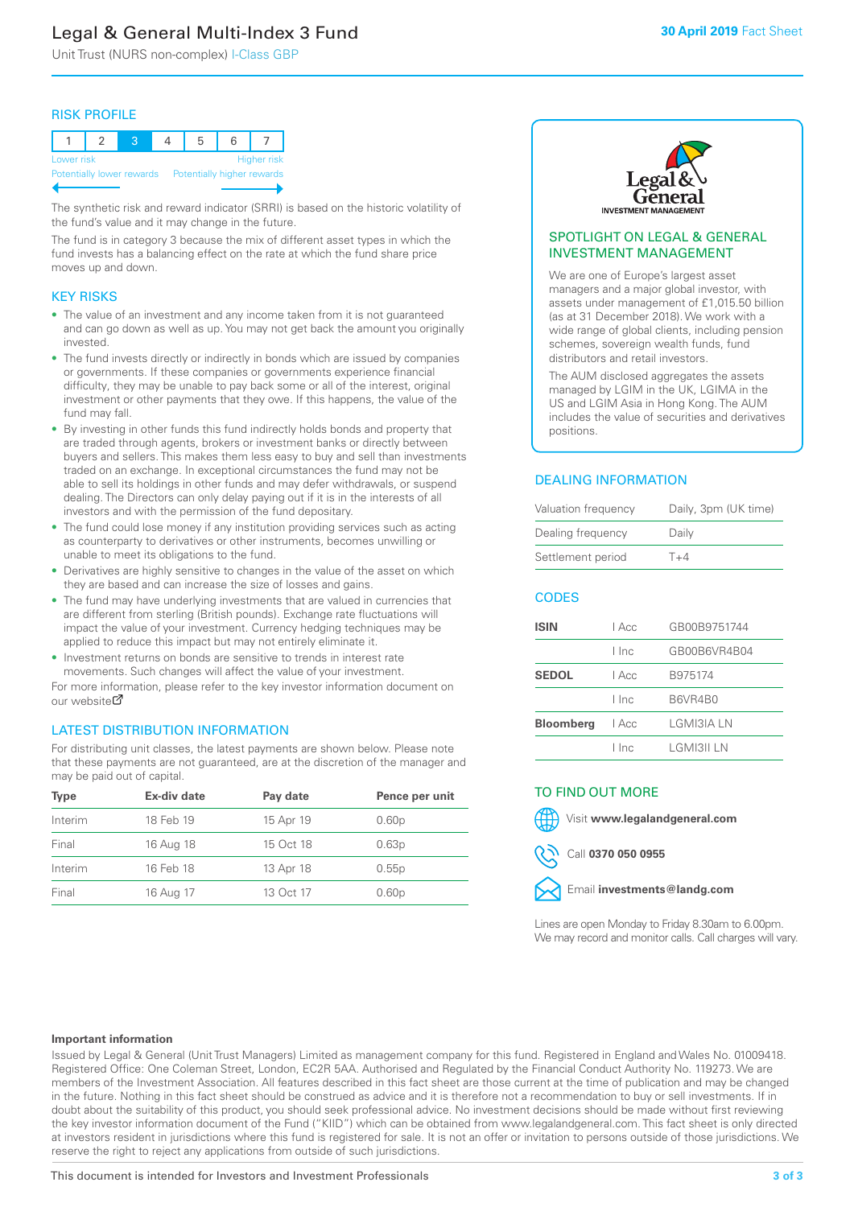# Legal & General Multi-Index 3 Fund

Unit Trust (NURS non-complex) I-Class GBP

30 April 2019 Fact Sheet

## RISK PROFILE

| 1 | 2 | 3 | 4 | 5 | 6 | 7 |
|---|---|---|---|---|---|---|

Lower risk — Higher risk

Potentially lower rewards — Potentially higher rewards

The synthetic risk and reward indicator (SRRI) is based on the historic volatility of the fund's value and it may change in the future.

The fund is in category 3 because the mix of different asset types in which the fund invests has a balancing effect on the rate at which the fund share price moves up and down.

## KEY RISKS

- The value of an investment and any income taken from it is not guaranteed and can go down as well as up. You may not get back the amount you originally invested.
- The fund invests directly or indirectly in bonds which are issued by companies or governments. If these companies or governments experience financial difficulty, they may be unable to pay back some or all of the interest, original investment or other payments that they owe. If this happens, the value of the fund may fall.
- By investing in other funds this fund indirectly holds bonds and property that are traded through agents, brokers or investment banks or directly between buyers and sellers. This makes them less easy to buy and sell than investments traded on an exchange. In exceptional circumstances the fund may not be able to sell its holdings in other funds and may defer withdrawals, or suspend dealing. The Directors can only delay paying out if it is in the interests of all investors and with the permission of the fund depositary.
- The fund could lose money if any institution providing services such as acting as counterparty to derivatives or other instruments, becomes unwilling or unable to meet its obligations to the fund.
- Derivatives are highly sensitive to changes in the value of the asset on which they are based and can increase the size of losses and gains.
- The fund may have underlying investments that are valued in currencies that are different from sterling (British pounds). Exchange rate fluctuations will impact the value of your investment. Currency hedging techniques may be applied to reduce this impact but may not entirely eliminate it.
- Investment returns on bonds are sensitive to trends in interest rate movements. Such changes will affect the value of your investment.

For more information, please refer to the key investor information document on our website

## LATEST DISTRIBUTION INFORMATION

For distributing unit classes, the latest payments are shown below. Please note that these payments are not guaranteed, are at the discretion of the manager and may be paid out of capital.

| Type | Ex-div date | Pay date | Pence per unit |
|---|---|---|---|
| Interim | 18 Feb 19 | 15 Apr 19 | 0.60p |
| Final | 16 Aug 18 | 15 Oct 18 | 0.63p |
| Interim | 16 Feb 18 | 13 Apr 18 | 0.55p |
| Final | 16 Aug 17 | 13 Oct 17 | 0.60p |

## SPOTLIGHT ON LEGAL & GENERAL INVESTMENT MANAGEMENT

We are one of Europe's largest asset managers and a major global investor, with assets under management of £1,015.50 billion (as at 31 December 2018). We work with a wide range of global clients, including pension schemes, sovereign wealth funds, fund distributors and retail investors.

The AUM disclosed aggregates the assets managed by LGIM in the UK, LGIMA in the US and LGIM Asia in Hong Kong. The AUM includes the value of securities and derivatives positions.

## DEALING INFORMATION

| | |
|---|---|
| Valuation frequency | Daily, 3pm (UK time) |
| Dealing frequency | Daily |
| Settlement period | T+4 |

## CODES

| | | |
|---|---|---|
| **ISIN** | I Acc | GB00B9751744 |
| | I Inc | GB00B6VR4B04 |
| **SEDOL** | I Acc | B975174 |
| | I Inc | B6VR4B0 |
| **Bloomberg** | I Acc | LGMI3IA LN |
| | I Inc | LGMI3II LN |

## TO FIND OUT MORE

Visit **www.legalandgeneral.com**

Call **0370 050 0955**

Email **investments@landg.com**

Lines are open Monday to Friday 8.30am to 6.00pm. We may record and monitor calls. Call charges will vary.

### Important information

Issued by Legal & General (Unit Trust Managers) Limited as management company for this fund. Registered in England and Wales No. 01009418. Registered Office: One Coleman Street, London, EC2R 5AA. Authorised and Regulated by the Financial Conduct Authority No. 119273. We are members of the Investment Association. All features described in this fact sheet are those current at the time of publication and may be changed in the future. Nothing in this fact sheet should be construed as advice and it is therefore not a recommendation to buy or sell investments. If in doubt about the suitability of this product, you should seek professional advice. No investment decisions should be made without first reviewing the key investor information document of the Fund ("KIID") which can be obtained from www.legalandgeneral.com. This fact sheet is only directed at investors resident in jurisdictions where this fund is registered for sale. It is not an offer or invitation to persons outside of those jurisdictions. We reserve the right to reject any applications from outside of such jurisdictions.

This document is intended for Investors and Investment Professionals